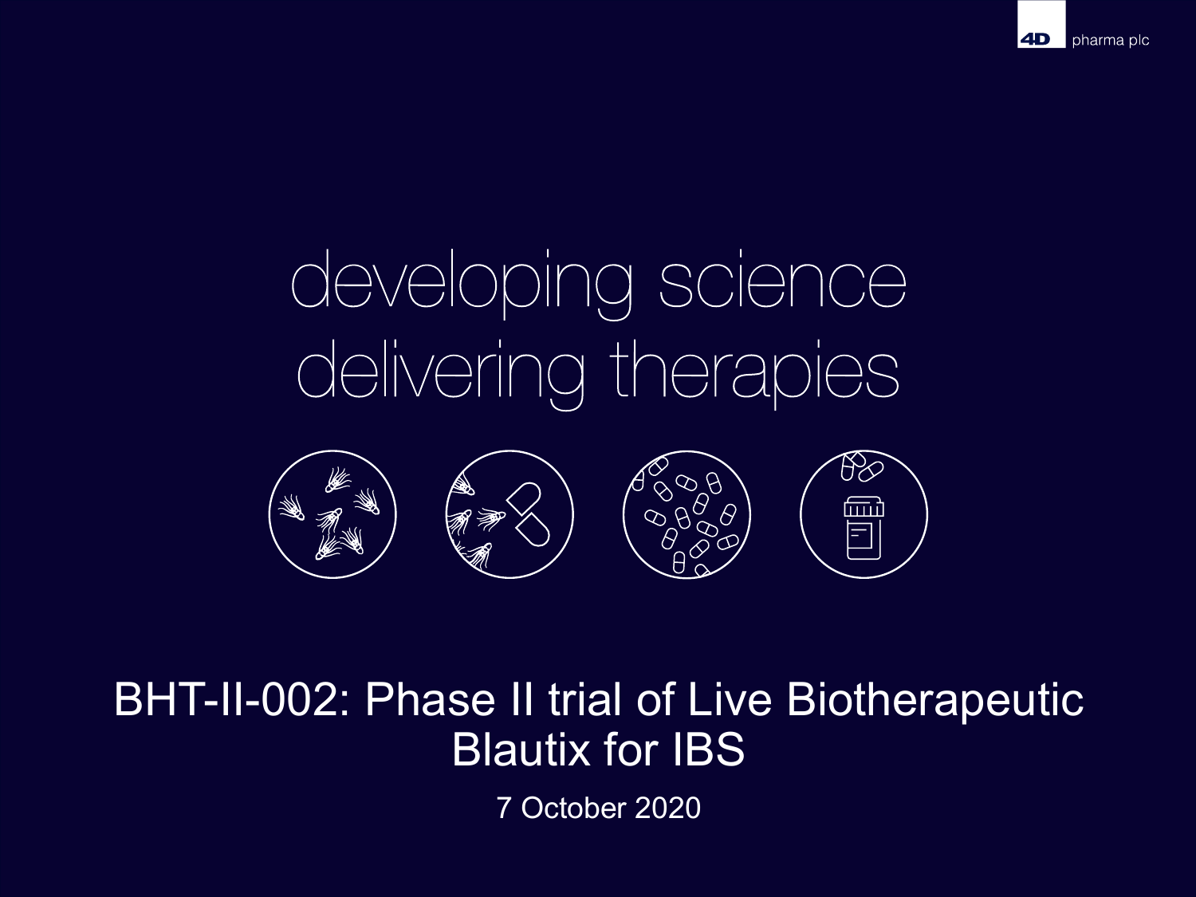4D pharma plc

developing science
delivering therapies

# BHT-II-002: Phase II trial of Live Biotherapeutic Blautix for IBS

7 October 2020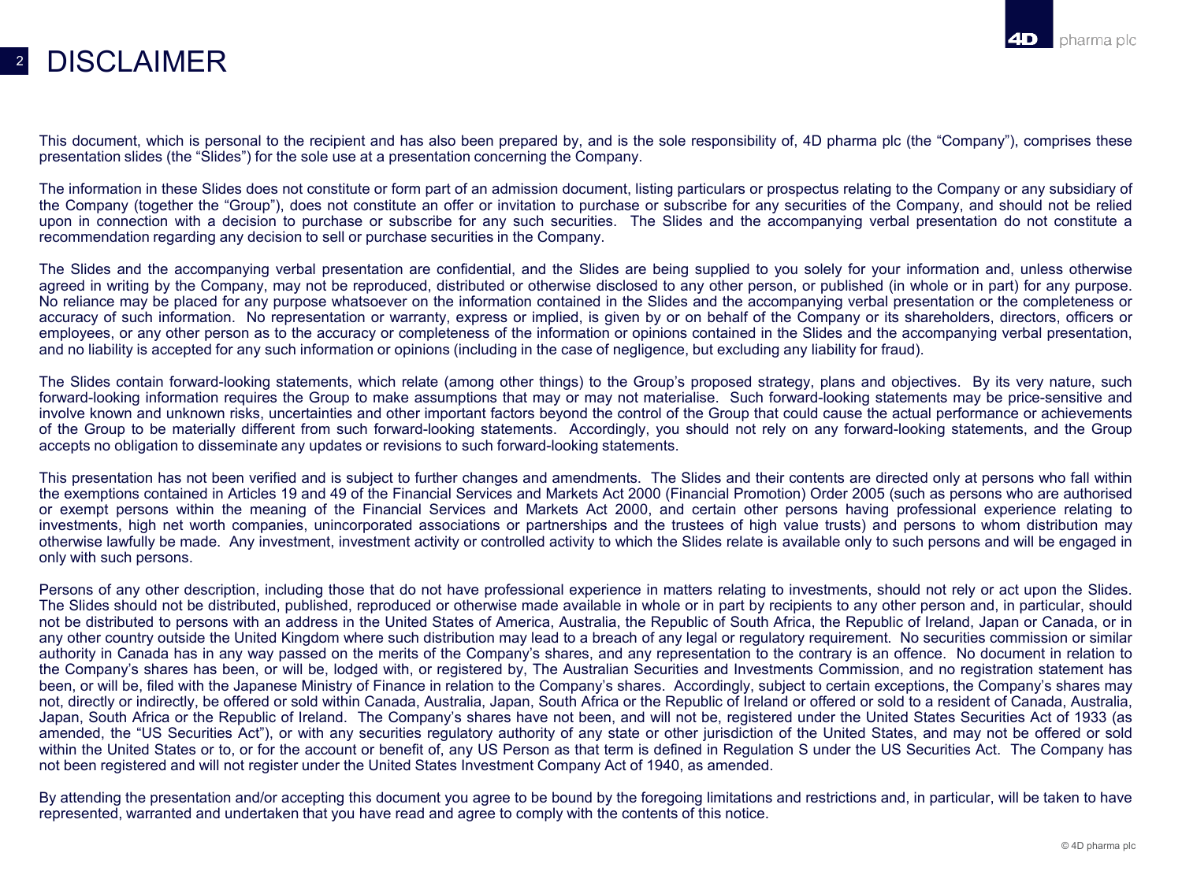# DISCLAIMER

This document, which is personal to the recipient and has also been prepared by, and is the sole responsibility of, 4D pharma plc (the "Company"), comprises these presentation slides (the "Slides") for the sole use at a presentation concerning the Company.

The information in these Slides does not constitute or form part of an admission document, listing particulars or prospectus relating to the Company or any subsidiary of the Company (together the "Group"), does not constitute an offer or invitation to purchase or subscribe for any securities of the Company, and should not be relied upon in connection with a decision to purchase or subscribe for any such securities. The Slides and the accompanying verbal presentation do not constitute a recommendation regarding any decision to sell or purchase securities in the Company.

The Slides and the accompanying verbal presentation are confidential, and the Slides are being supplied to you solely for your information and, unless otherwise agreed in writing by the Company, may not be reproduced, distributed or otherwise disclosed to any other person, or published (in whole or in part) for any purpose. No reliance may be placed for any purpose whatsoever on the information contained in the Slides and the accompanying verbal presentation or the completeness or accuracy of such information. No representation or warranty, express or implied, is given by or on behalf of the Company or its shareholders, directors, officers or employees, or any other person as to the accuracy or completeness of the information or opinions contained in the Slides and the accompanying verbal presentation, and no liability is accepted for any such information or opinions (including in the case of negligence, but excluding any liability for fraud).

The Slides contain forward-looking statements, which relate (among other things) to the Group's proposed strategy, plans and objectives. By its very nature, such forward-looking information requires the Group to make assumptions that may or may not materialise. Such forward-looking statements may be price-sensitive and involve known and unknown risks, uncertainties and other important factors beyond the control of the Group that could cause the actual performance or achievements of the Group to be materially different from such forward-looking statements. Accordingly, you should not rely on any forward-looking statements, and the Group accepts no obligation to disseminate any updates or revisions to such forward-looking statements.

This presentation has not been verified and is subject to further changes and amendments. The Slides and their contents are directed only at persons who fall within the exemptions contained in Articles 19 and 49 of the Financial Services and Markets Act 2000 (Financial Promotion) Order 2005 (such as persons who are authorised or exempt persons within the meaning of the Financial Services and Markets Act 2000, and certain other persons having professional experience relating to investments, high net worth companies, unincorporated associations or partnerships and the trustees of high value trusts) and persons to whom distribution may otherwise lawfully be made. Any investment, investment activity or controlled activity to which the Slides relate is available only to such persons and will be engaged in only with such persons.

Persons of any other description, including those that do not have professional experience in matters relating to investments, should not rely or act upon the Slides. The Slides should not be distributed, published, reproduced or otherwise made available in whole or in part by recipients to any other person and, in particular, should not be distributed to persons with an address in the United States of America, Australia, the Republic of South Africa, the Republic of Ireland, Japan or Canada, or in any other country outside the United Kingdom where such distribution may lead to a breach of any legal or regulatory requirement. No securities commission or similar authority in Canada has in any way passed on the merits of the Company's shares, and any representation to the contrary is an offence. No document in relation to the Company's shares has been, or will be, lodged with, or registered by, The Australian Securities and Investments Commission, and no registration statement has been, or will be, filed with the Japanese Ministry of Finance in relation to the Company's shares. Accordingly, subject to certain exceptions, the Company's shares may not, directly or indirectly, be offered or sold within Canada, Australia, Japan, South Africa or the Republic of Ireland or offered or sold to a resident of Canada, Australia, Japan, South Africa or the Republic of Ireland. The Company's shares have not been, and will not be, registered under the United States Securities Act of 1933 (as amended, the "US Securities Act"), or with any securities regulatory authority of any state or other jurisdiction of the United States, and may not be offered or sold within the United States or to, or for the account or benefit of, any US Person as that term is defined in Regulation S under the US Securities Act. The Company has not been registered and will not register under the United States Investment Company Act of 1940, as amended.

By attending the presentation and/or accepting this document you agree to be bound by the foregoing limitations and restrictions and, in particular, will be taken to have represented, warranted and undertaken that you have read and agree to comply with the contents of this notice.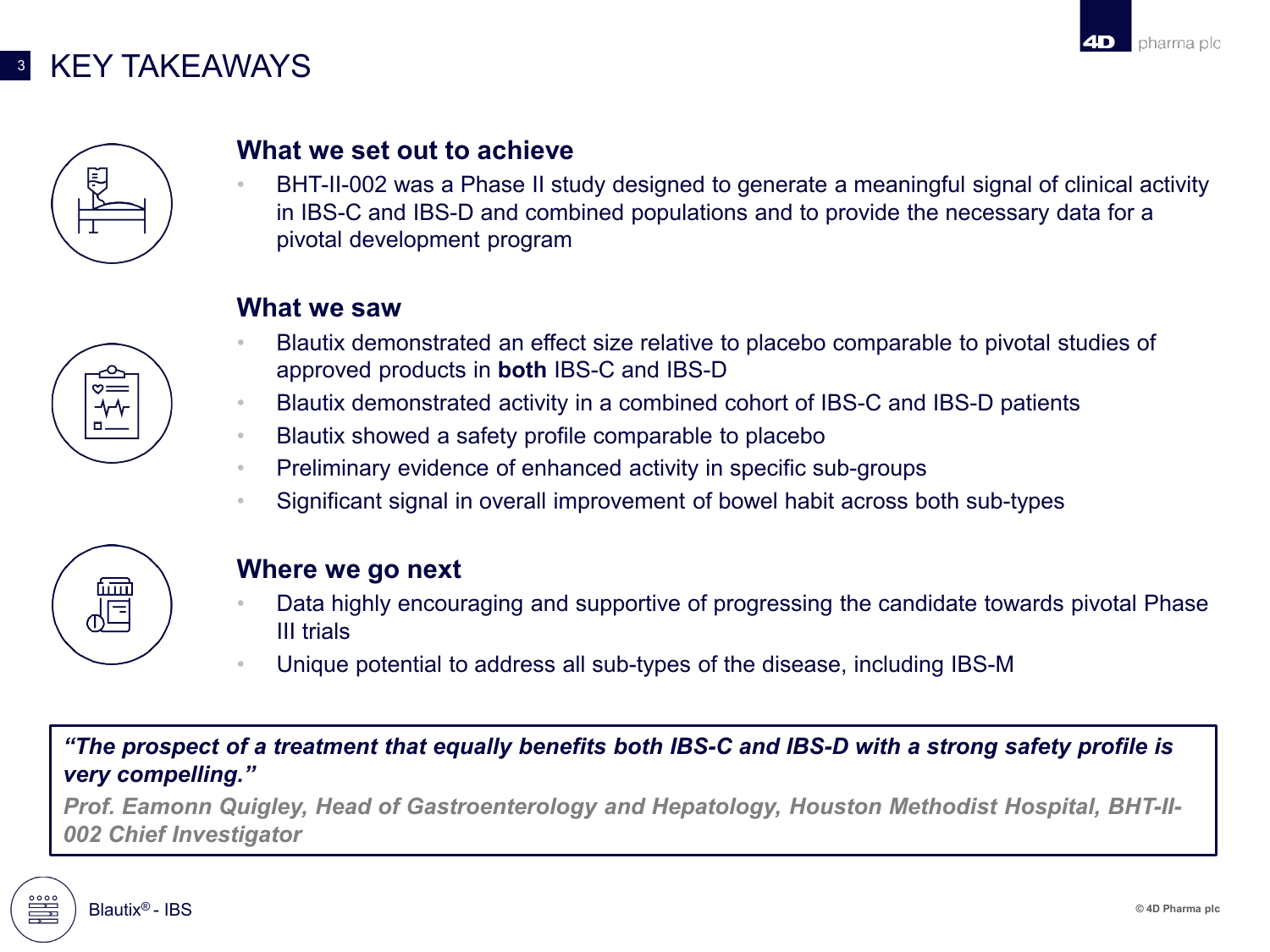# KEY TAKEAWAYS

## What we set out to achieve

- BHT-II-002 was a Phase II study designed to generate a meaningful signal of clinical activity in IBS-C and IBS-D and combined populations and to provide the necessary data for a pivotal development program

## What we saw

- Blautix demonstrated an effect size relative to placebo comparable to pivotal studies of approved products in **both** IBS-C and IBS-D
- Blautix demonstrated activity in a combined cohort of IBS-C and IBS-D patients
- Blautix showed a safety profile comparable to placebo
- Preliminary evidence of enhanced activity in specific sub-groups
- Significant signal in overall improvement of bowel habit across both sub-types

## Where we go next

- Data highly encouraging and supportive of progressing the candidate towards pivotal Phase III trials
- Unique potential to address all sub-types of the disease, including IBS-M

> ***"The prospect of a treatment that equally benefits both IBS-C and IBS-D with a strong safety profile is very compelling."***
>
> ***Prof. Eamonn Quigley, Head of Gastroenterology and Hepatology, Houston Methodist Hospital, BHT-II-002 Chief Investigator***

Blautix® - IBS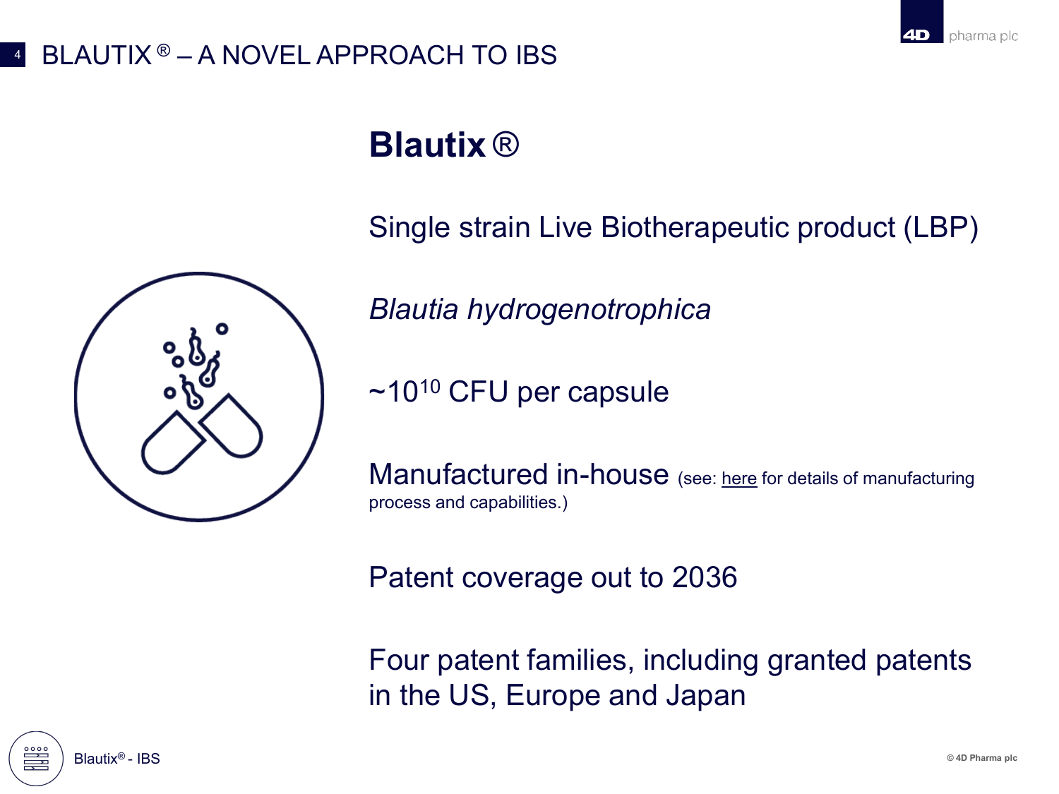# BLAUTIX ® – A NOVEL APPROACH TO IBS

## Blautix ®

Single strain Live Biotherapeutic product (LBP)

*Blautia hydrogenotrophica*

~$10^{10}$ CFU per capsule

Manufactured in-house (see: here for details of manufacturing process and capabilities.)

Patent coverage out to 2036

Four patent families, including granted patents in the US, Europe and Japan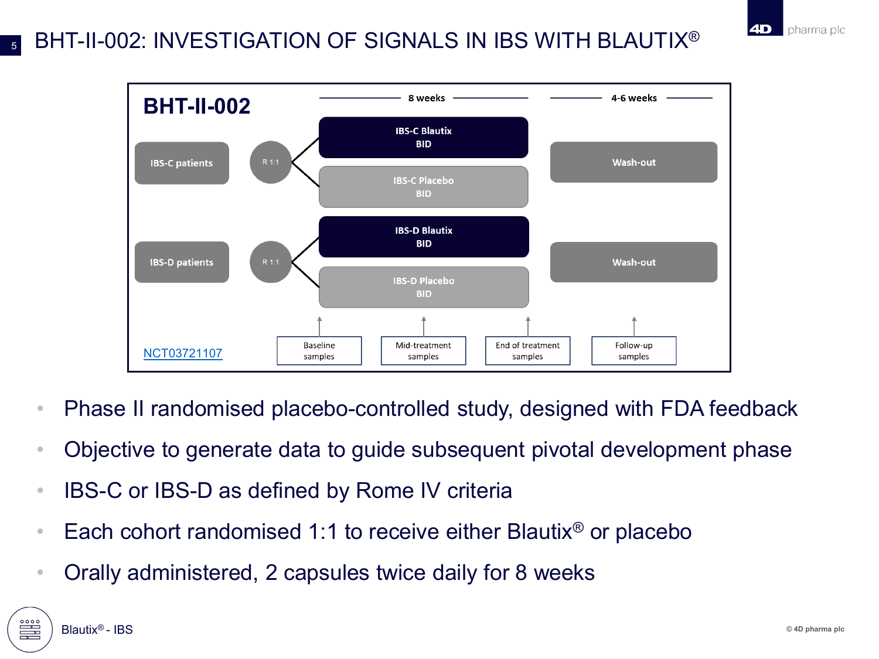# BHT-II-002: INVESTIGATION OF SIGNALS IN IBS WITH BLAUTIX®

## BHT-II-002

| | | 8 weeks | 4-6 weeks |
|---|---|---|---|
| IBS-C patients | R 1:1 | IBS-C Blautix BID | Wash-out |
| | | IBS-C Placebo BID | |
| IBS-D patients | R 1:1 | IBS-D Blautix BID | Wash-out |
| | | IBS-D Placebo BID | |

Baseline samples → Mid-treatment samples → End of treatment samples → Follow-up samples

NCT03721107

- Phase II randomised placebo-controlled study, designed with FDA feedback
- Objective to generate data to guide subsequent pivotal development phase
- IBS-C or IBS-D as defined by Rome IV criteria
- Each cohort randomised 1:1 to receive either Blautix® or placebo
- Orally administered, 2 capsules twice daily for 8 weeks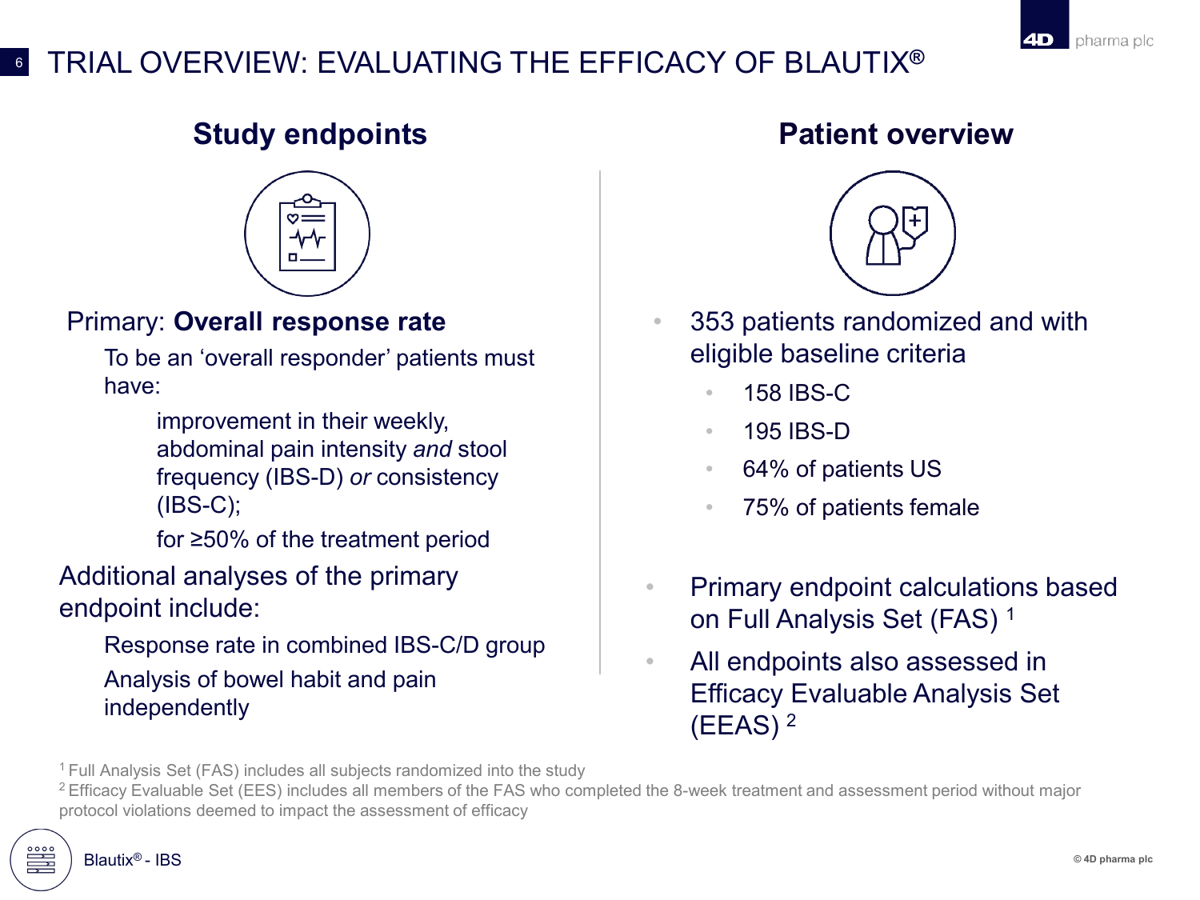# TRIAL OVERVIEW: EVALUATING THE EFFICACY OF BLAUTIX®

## Study endpoints

Primary: **Overall response rate**

To be an 'overall responder' patients must have:

- improvement in their weekly, abdominal pain intensity *and* stool frequency (IBS-D) *or* consistency (IBS-C);
- for ≥50% of the treatment period

Additional analyses of the primary endpoint include:

- Response rate in combined IBS-C/D group
- Analysis of bowel habit and pain independently

## Patient overview

- 353 patients randomized and with eligible baseline criteria
  - 158 IBS-C
  - 195 IBS-D
  - 64% of patients US
  - 75% of patients female
- Primary endpoint calculations based on Full Analysis Set (FAS) [1]
- All endpoints also assessed in Efficacy Evaluable Analysis Set (EEAS) [2]

[1] Full Analysis Set (FAS) includes all subjects randomized into the study

[2] Efficacy Evaluable Set (EES) includes all members of the FAS who completed the 8-week treatment and assessment period without major protocol violations deemed to impact the assessment of efficacy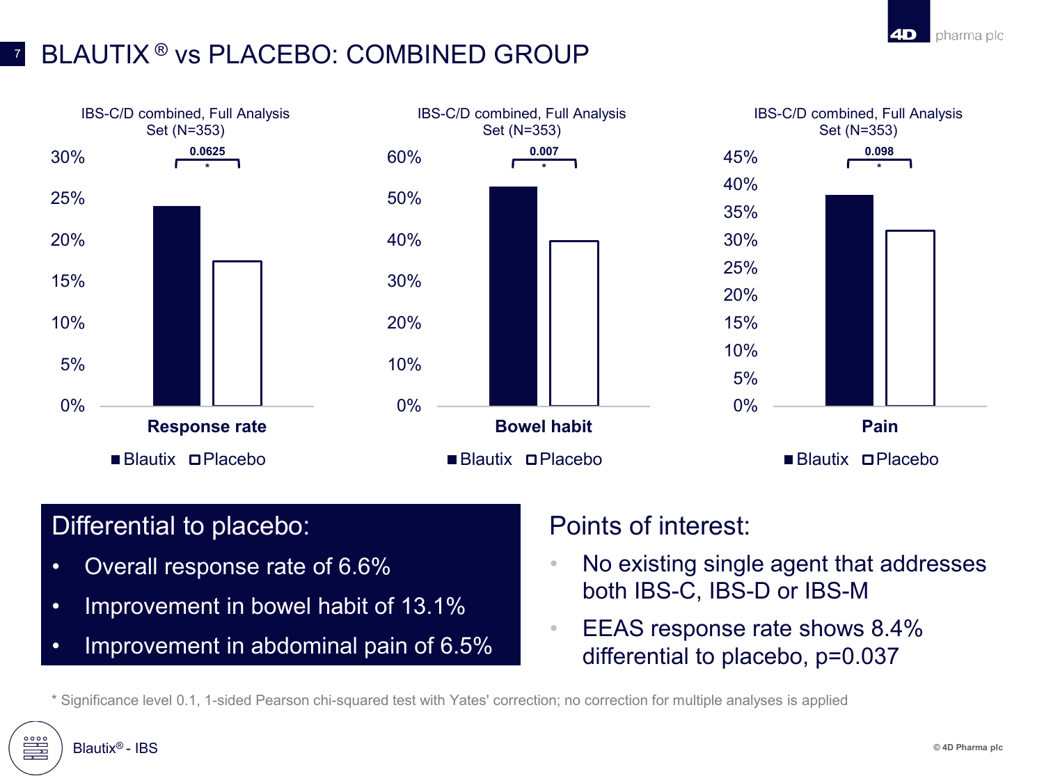# BLAUTIX® vs PLACEBO: COMBINED GROUP

IBS-C/D combined, Full Analysis Set (N=353)

**Response rate** — 0.0625 *

■ Blautix □ Placebo

IBS-C/D combined, Full Analysis Set (N=353)

**Bowel habit** — 0.007 *

■ Blautix □ Placebo

IBS-C/D combined, Full Analysis Set (N=353)

**Pain** — 0.098 *

■ Blautix □ Placebo

## Differential to placebo:

- Overall response rate of 6.6%
- Improvement in bowel habit of 13.1%
- Improvement in abdominal pain of 6.5%

## Points of interest:

- No existing single agent that addresses both IBS-C, IBS-D or IBS-M
- EEAS response rate shows 8.4% differential to placebo, p=0.037

\* Significance level 0.1, 1-sided Pearson chi-squared test with Yates' correction; no correction for multiple analyses is applied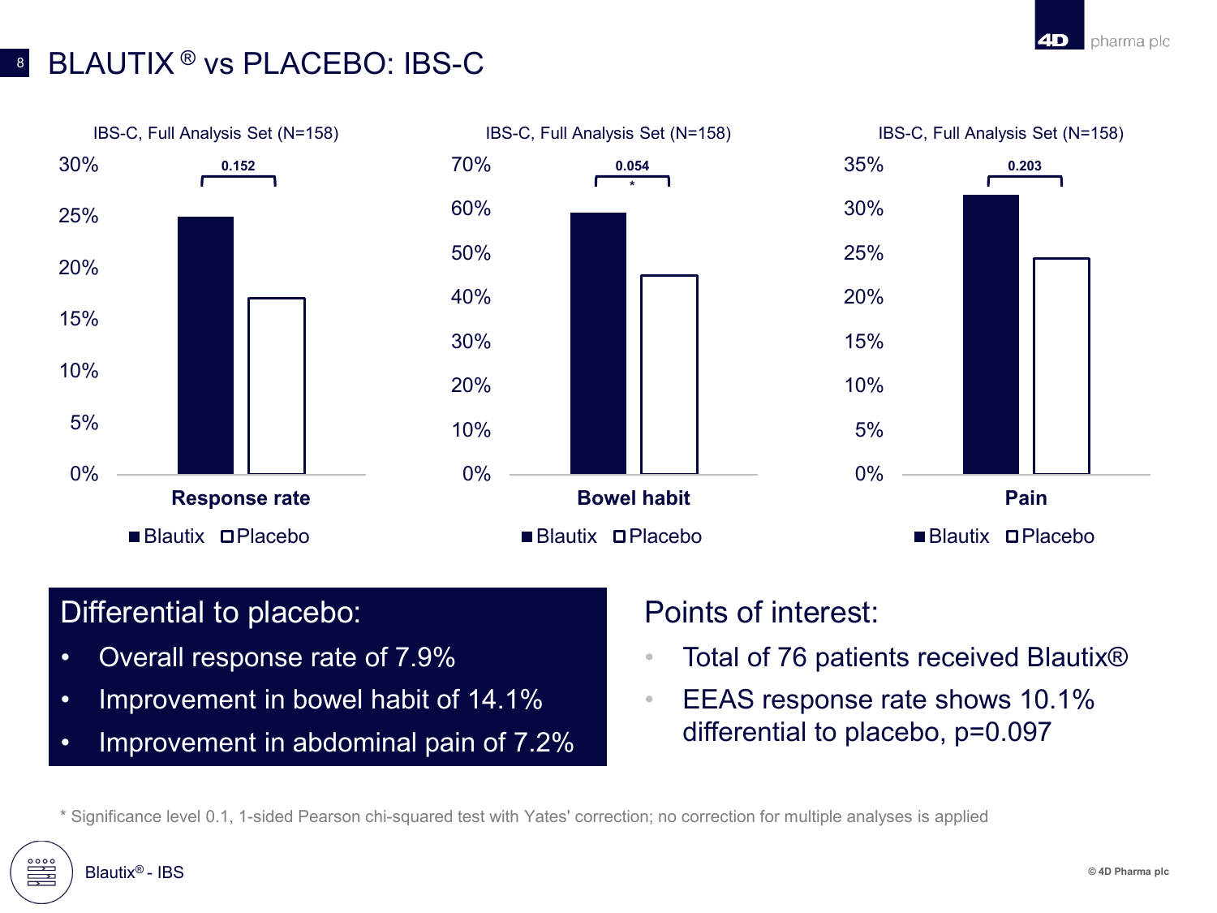# BLAUTIX® vs PLACEBO: IBS-C

IBS-C, Full Analysis Set (N=158)

**Response rate** — 0.152

■ Blautix □ Placebo

IBS-C, Full Analysis Set (N=158)

**Bowel habit** — 0.054 *

■ Blautix □ Placebo

IBS-C, Full Analysis Set (N=158)

**Pain** — 0.203

■ Blautix □ Placebo

## Differential to placebo:

- Overall response rate of 7.9%
- Improvement in bowel habit of 14.1%
- Improvement in abdominal pain of 7.2%

## Points of interest:

- Total of 76 patients received Blautix®
- EEAS response rate shows 10.1% differential to placebo, p=0.097

* Significance level 0.1, 1-sided Pearson chi-squared test with Yates' correction; no correction for multiple analyses is applied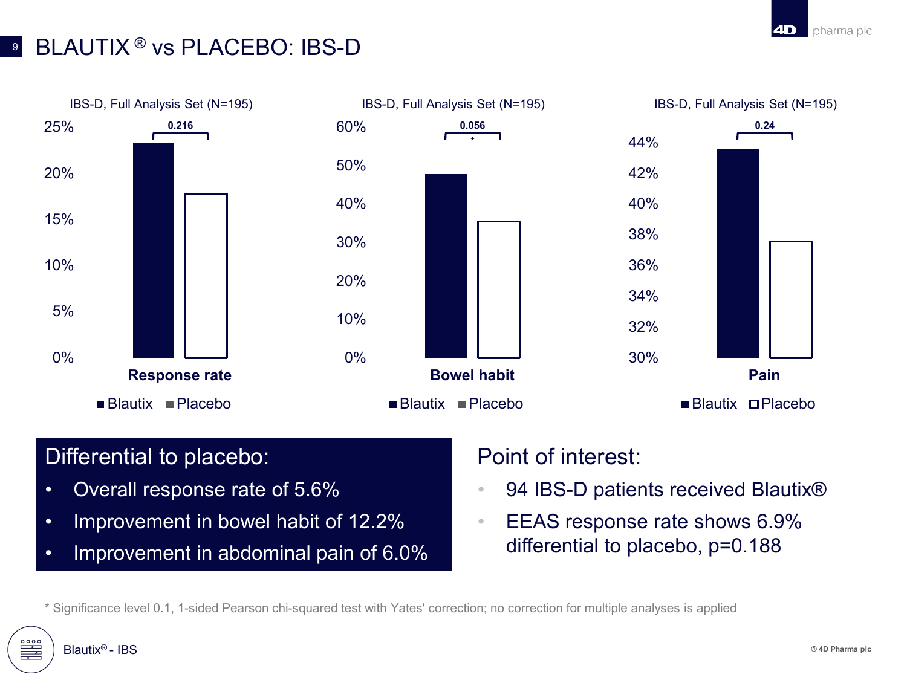# BLAUTIX ® vs PLACEBO: IBS-D

IBS-D, Full Analysis Set (N=195)

Response rate — p = 0.216

IBS-D, Full Analysis Set (N=195)

Bowel habit — p = 0.056 *

IBS-D, Full Analysis Set (N=195)

Pain — p = 0.24

Blautix / Placebo

## Differential to placebo:

- Overall response rate of 5.6%
- Improvement in bowel habit of 12.2%
- Improvement in abdominal pain of 6.0%

## Point of interest:

- 94 IBS-D patients received Blautix®
- EEAS response rate shows 6.9% differential to placebo, p=0.188

\* Significance level 0.1, 1-sided Pearson chi-squared test with Yates' correction; no correction for multiple analyses is applied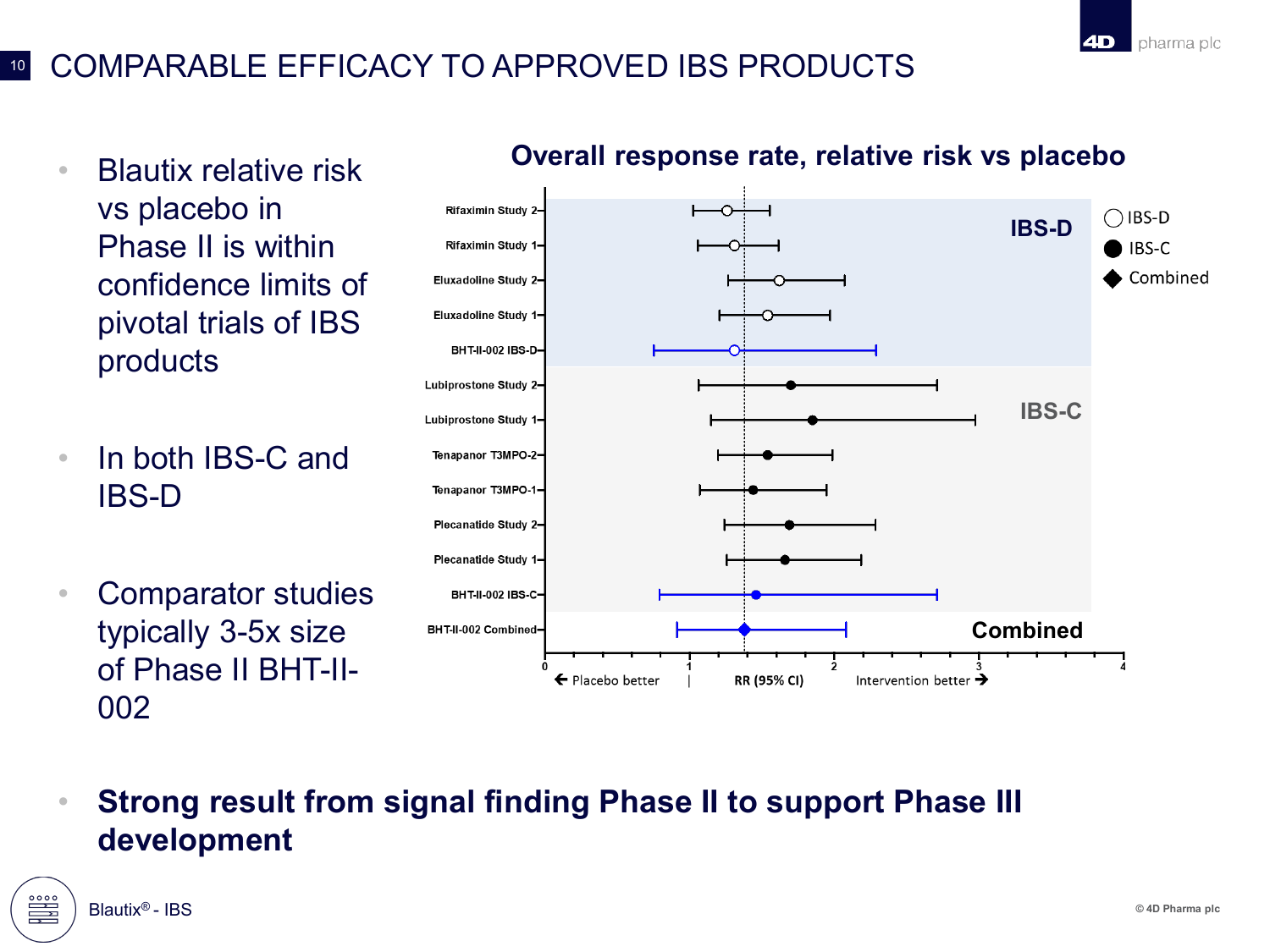# COMPARABLE EFFICACY TO APPROVED IBS PRODUCTS

- Blautix relative risk vs placebo in Phase II is within confidence limits of pivotal trials of IBS products
- In both IBS-C and IBS-D
- Comparator studies typically 3-5x size of Phase II BHT-II-002

**Overall response rate, relative risk vs placebo**

IBS-D
- Rifaximin Study 2
- Rifaximin Study 1
- Eluxadoline Study 2
- Eluxadoline Study 1
- BHT-II-002 IBS-D

IBS-C
- Lubiprostone Study 2
- Lubiprostone Study 1
- Tenapanor T3MPO-2
- Tenapanor T3MPO-1
- Plecanatide Study 2
- Plecanatide Study 1
- BHT-II-002 IBS-C

Combined
- BHT-II-002 Combined

Legend: IBS-D (open circle), IBS-C (filled circle), Combined (diamond)

X-axis: 0, 1, 2, 3, 4 — ← Placebo better | RR (95% CI) Intervention better →

- **Strong result from signal finding Phase II to support Phase III development**

Blautix® - IBS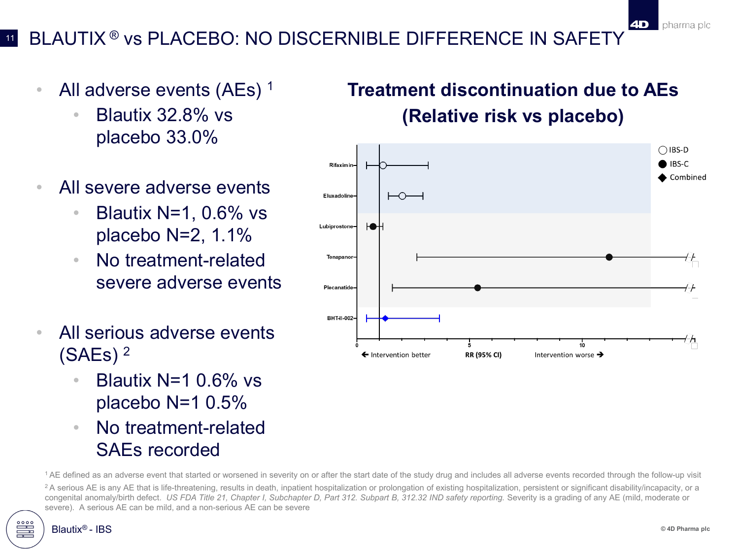# BLAUTIX® vs PLACEBO: NO DISCERNIBLE DIFFERENCE IN SAFETY

- All adverse events (AEs) [1]
  - Blautix 32.8% vs placebo 33.0%
- All severe adverse events
  - Blautix N=1, 0.6% vs placebo N=2, 1.1%
  - No treatment-related severe adverse events
- All serious adverse events (SAEs) [2]
  - Blautix N=1 0.6% vs placebo N=1 0.5%
  - No treatment-related SAEs recorded

## Treatment discontinuation due to AEs (Relative risk vs placebo)

Legend: ○ IBS-D, ● IBS-C, ◆ Combined

Rows: Rifaximin, Eluxadoline, Lubiprostone, Tenapanor, Plecanatide, BHT-II-002

Axis: 0, 5, 10 — ← Intervention better | RR (95% CI) | Intervention worse →

[1] AE defined as an adverse event that started or worsened in severity on or after the start date of the study drug and includes all adverse events recorded through the follow-up visit

[2] A serious AE is any AE that is life-threatening, results in death, inpatient hospitalization or prolongation of existing hospitalization, persistent or significant disability/incapacity, or a congenital anomaly/birth defect. *US FDA Title 21, Chapter I, Subchapter D, Part 312. Subpart B, 312.32 IND safety reporting.* Severity is a grading of any AE (mild, moderate or severe). A serious AE can be mild, and a non-serious AE can be severe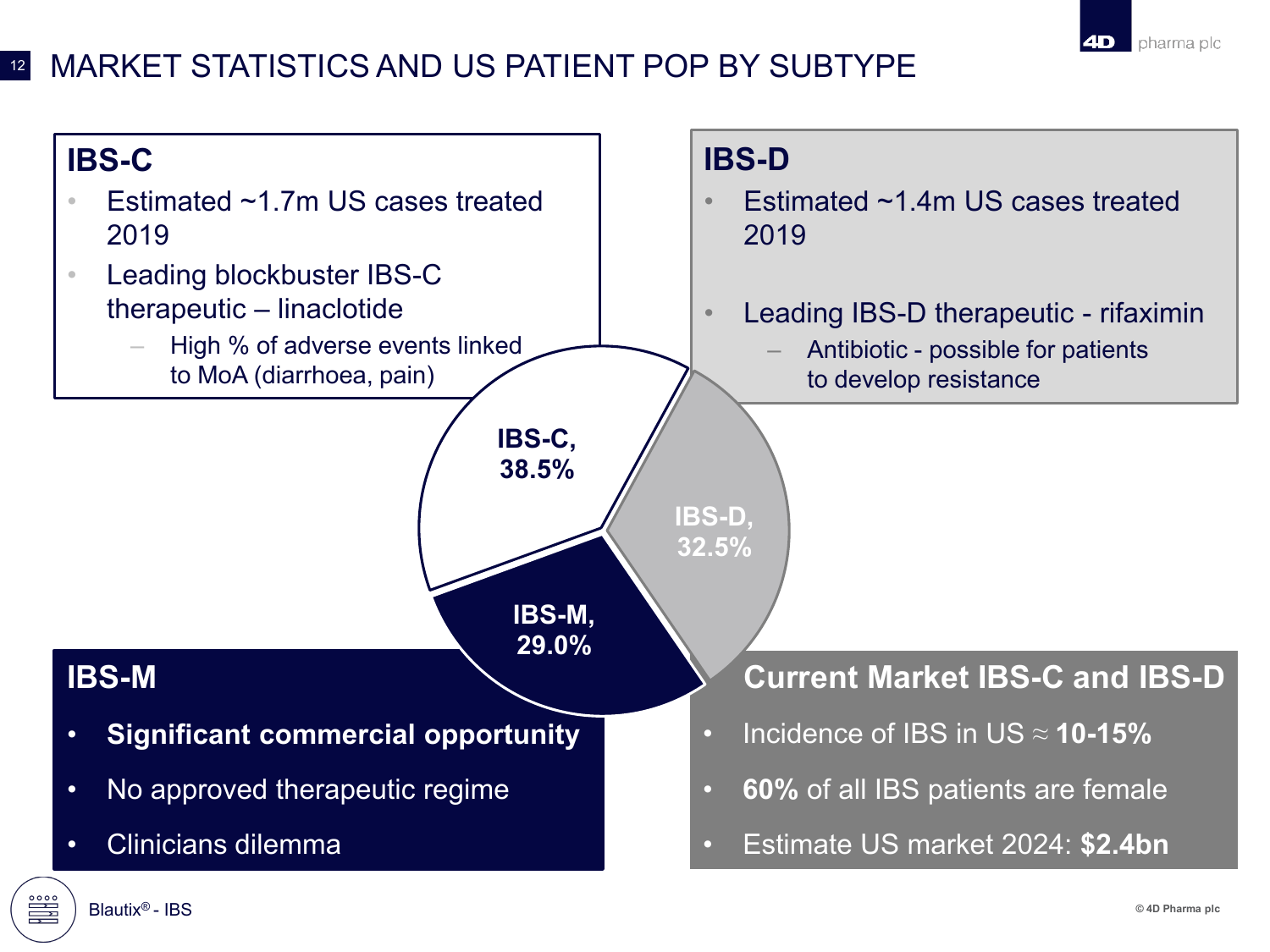# MARKET STATISTICS AND US PATIENT POP BY SUBTYPE

## IBS-C

- Estimated ~1.7m US cases treated 2019
- Leading blockbuster IBS-C therapeutic – linaclotide
  - High % of adverse events linked to MoA (diarrhoea, pain)

## IBS-D

- Estimated ~1.4m US cases treated 2019
- Leading IBS-D therapeutic - rifaximin
  - Antibiotic - possible for patients to develop resistance

**IBS-C, 38.5%**

**IBS-D, 32.5%**

**IBS-M, 29.0%**

## IBS-M

- **Significant commercial opportunity**
- No approved therapeutic regime
- Clinicians dilemma

## Current Market IBS-C and IBS-D

- Incidence of IBS in US ≈ **10-15%**
- **60%** of all IBS patients are female
- Estimate US market 2024: **$2.4bn**

Blautix® - IBS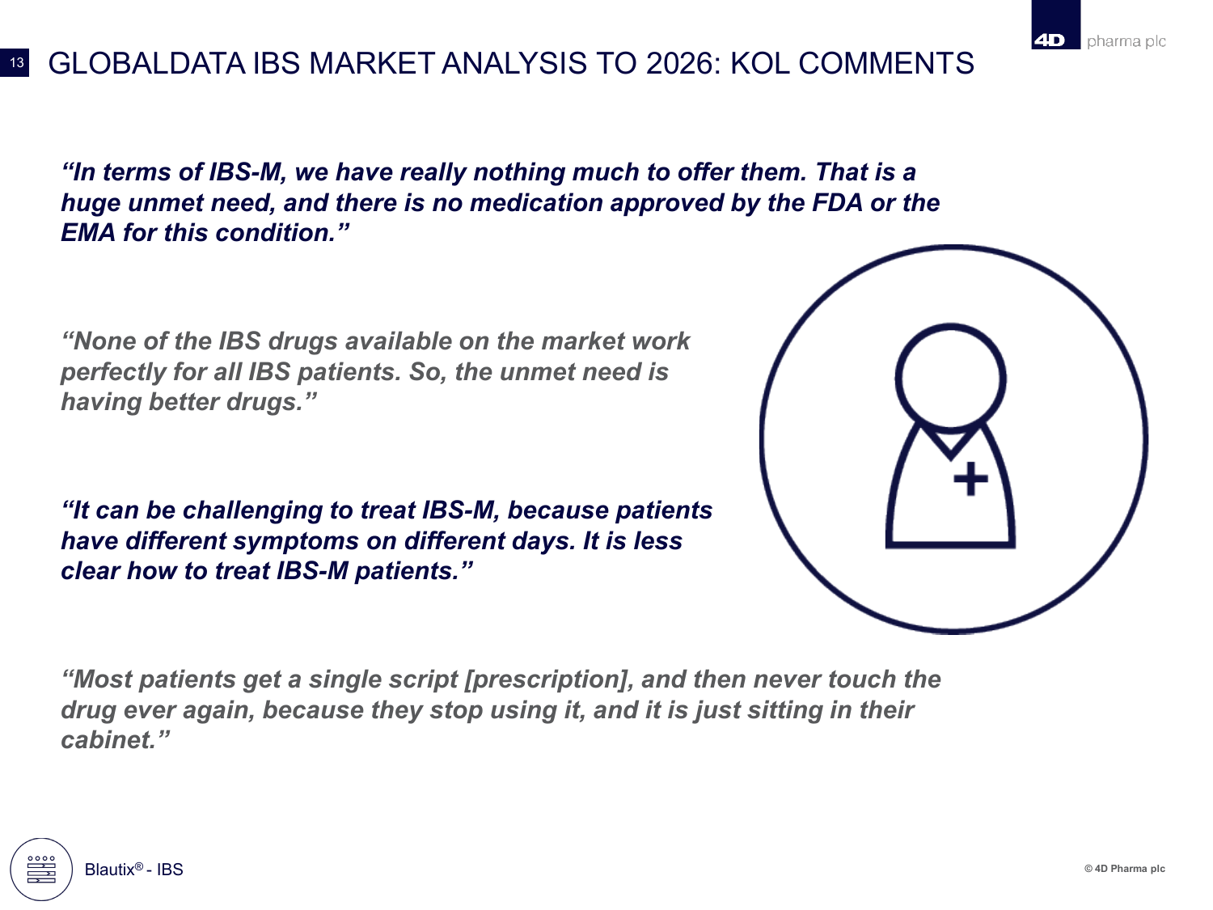# GLOBALDATA IBS MARKET ANALYSIS TO 2026: KOL COMMENTS

***"In terms of IBS-M, we have really nothing much to offer them. That is a huge unmet need, and there is no medication approved by the FDA or the EMA for this condition."***

***"None of the IBS drugs available on the market work perfectly for all IBS patients. So, the unmet need is having better drugs."***

***"It can be challenging to treat IBS-M, because patients have different symptoms on different days. It is less clear how to treat IBS-M patients."***

***"Most patients get a single script [prescription], and then never touch the drug ever again, because they stop using it, and it is just sitting in their cabinet."***

Blautix® - IBS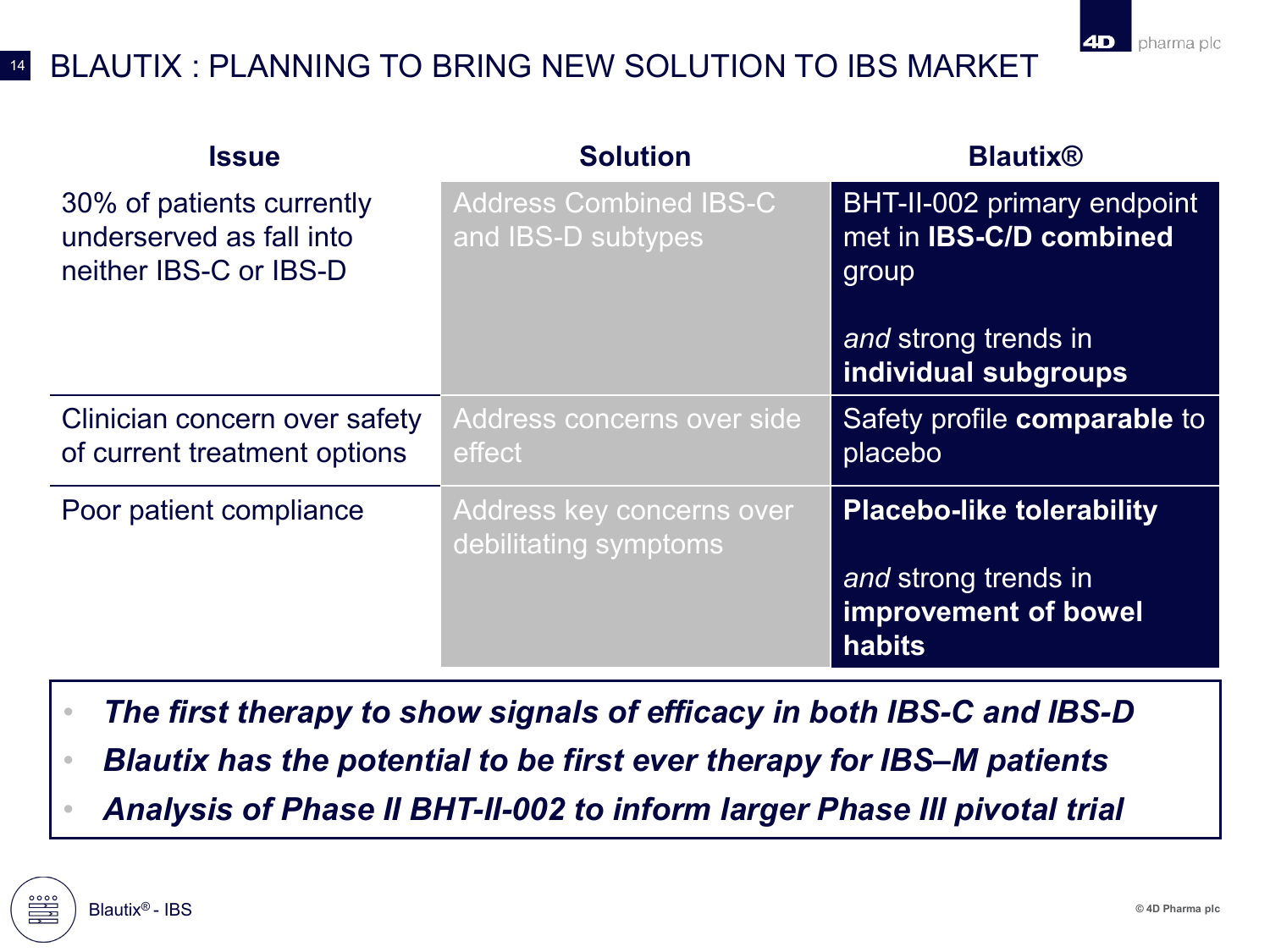# BLAUTIX : PLANNING TO BRING NEW SOLUTION TO IBS MARKET

| Issue | Solution | Blautix® |
|---|---|---|
| 30% of patients currently underserved as fall into neither IBS-C or IBS-D | Address Combined IBS-C and IBS-D subtypes | BHT-II-002 primary endpoint met in **IBS-C/D combined** group<br><br>*and* strong trends in **individual subgroups** |
| Clinician concern over safety of current treatment options | Address concerns over side effect | Safety profile **comparable** to placebo |
| Poor patient compliance | Address key concerns over debilitating symptoms | **Placebo-like tolerability**<br><br>*and* strong trends in **improvement of bowel habits** |

- ***The first therapy to show signals of efficacy in both IBS-C and IBS-D***
- ***Blautix has the potential to be first ever therapy for IBS–M patients***
- ***Analysis of Phase II BHT-II-002 to inform larger Phase III pivotal trial***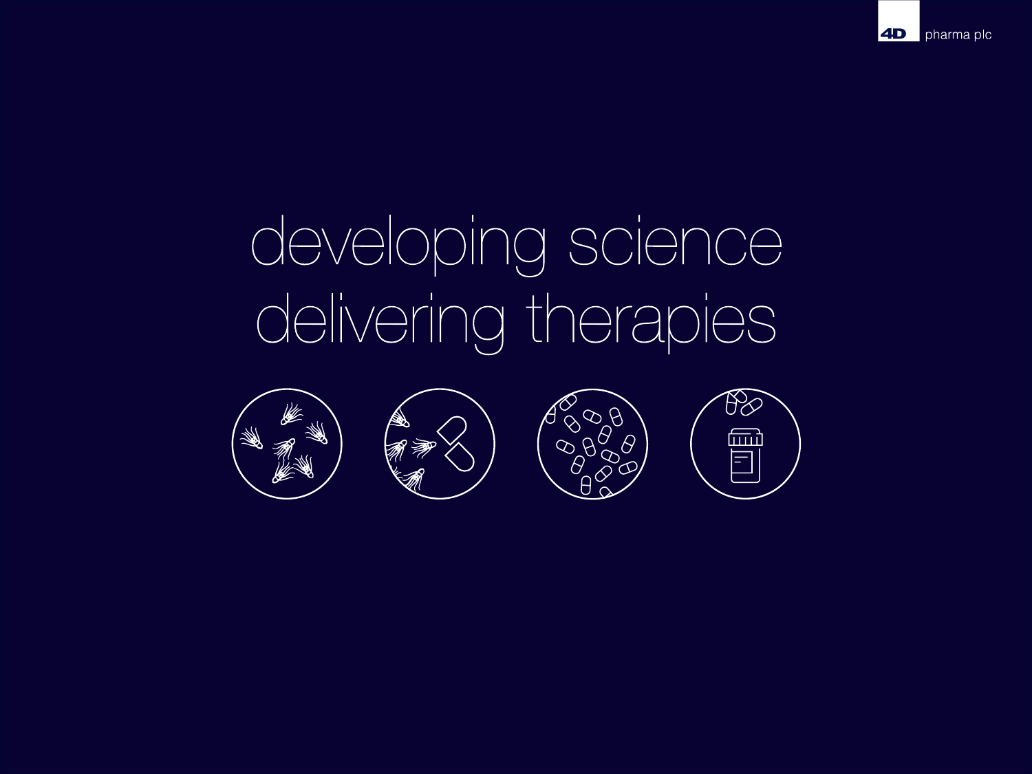4D pharma plc

# developing science delivering therapies